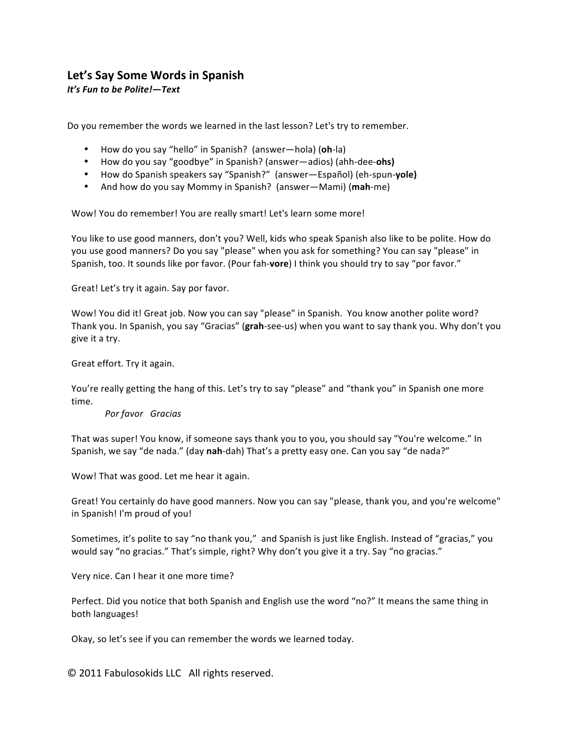## Let's Say Some Words in Spanish

***It's Fun to be Polite!—Text***

Do you remember the words we learned in the last lesson? Let's try to remember.

- How do you say "hello" in Spanish? (answer—hola) (**oh**-la)
- How do you say "goodbye" in Spanish? (answer—adios) (ahh-dee-**ohs)**
- How do Spanish speakers say "Spanish?" (answer—Español) (eh-spun-**yole)**
- And how do you say Mommy in Spanish? (answer—Mami) (**mah**-me)

Wow! You do remember! You are really smart! Let's learn some more!

You like to use good manners, don't you? Well, kids who speak Spanish also like to be polite. How do you use good manners? Do you say "please" when you ask for something? You can say "please" in Spanish, too. It sounds like por favor. (Pour fah-**vore**) I think you should try to say "por favor."

Great! Let's try it again. Say por favor.

Wow! You did it! Great job. Now you can say "please" in Spanish. You know another polite word? Thank you. In Spanish, you say "Gracias" (**grah**-see-us) when you want to say thank you. Why don't you give it a try.

Great effort. Try it again.

You're really getting the hang of this. Let's try to say "please" and "thank you" in Spanish one more time.

*Por favor Gracias*

That was super! You know, if someone says thank you to you, you should say "You're welcome." In Spanish, we say "de nada." (day **nah**-dah) That's a pretty easy one. Can you say "de nada?"

Wow! That was good. Let me hear it again.

Great! You certainly do have good manners. Now you can say "please, thank you, and you're welcome" in Spanish! I'm proud of you!

Sometimes, it's polite to say "no thank you," and Spanish is just like English. Instead of "gracias," you would say "no gracias." That's simple, right? Why don't you give it a try. Say "no gracias."

Very nice. Can I hear it one more time?

Perfect. Did you notice that both Spanish and English use the word "no?" It means the same thing in both languages!

Okay, so let's see if you can remember the words we learned today.

© 2011 Fabulosokids LLC All rights reserved.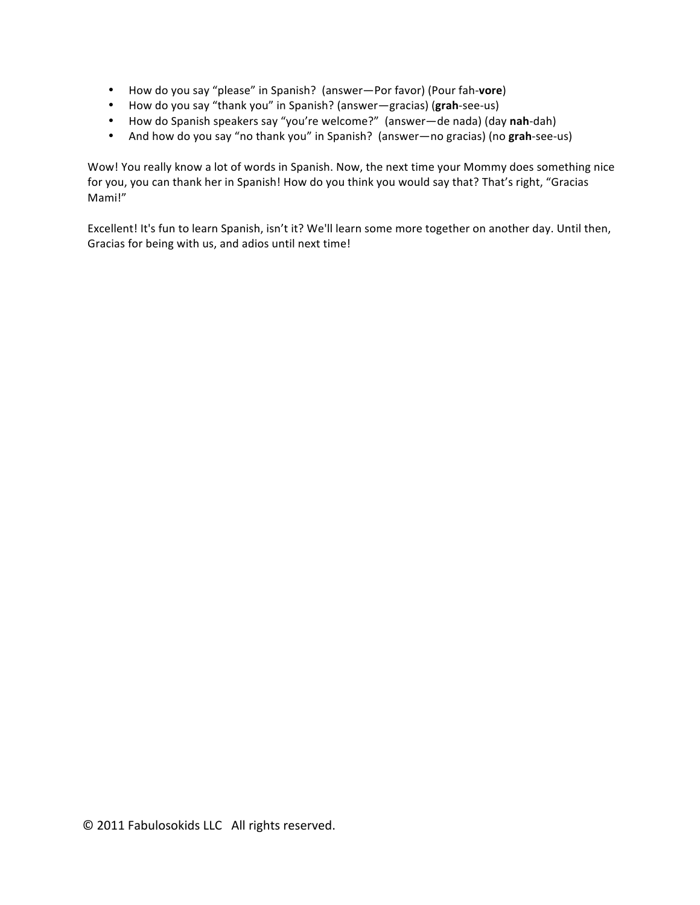- How do you say "please" in Spanish? (answer—Por favor) (Pour fah-**vore**)
- How do you say "thank you" in Spanish? (answer—gracias) (**grah**-see-us)
- How do Spanish speakers say "you're welcome?" (answer—de nada) (day **nah**-dah)
- And how do you say "no thank you" in Spanish? (answer—no gracias) (no **grah**-see-us)

Wow! You really know a lot of words in Spanish. Now, the next time your Mommy does something nice for you, you can thank her in Spanish! How do you think you would say that? That's right, "Gracias Mami!"

Excellent! It's fun to learn Spanish, isn't it? We'll learn some more together on another day. Until then, Gracias for being with us, and adios until next time!

© 2011 Fabulosokids LLC All rights reserved.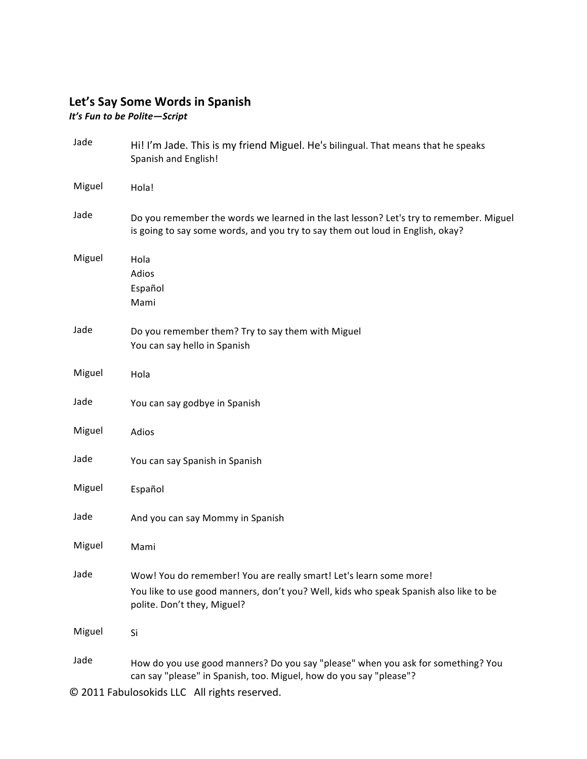## Let's Say Some Words in Spanish

***It's Fun to be Polite—Script***

| | |
|---|---|
| Jade | Hi! I'm Jade. This is my friend Miguel. He's bilingual. That means that he speaks Spanish and English! |
| Miguel | Hola! |
| Jade | Do you remember the words we learned in the last lesson? Let's try to remember. Miguel is going to say some words, and you try to say them out loud in English, okay? |
| Miguel | Hola<br>Adios<br>Español<br>Mami |
| Jade | Do you remember them? Try to say them with Miguel<br>You can say hello in Spanish |
| Miguel | Hola |
| Jade | You can say godbye in Spanish |
| Miguel | Adios |
| Jade | You can say Spanish in Spanish |
| Miguel | Español |
| Jade | And you can say Mommy in Spanish |
| Miguel | Mami |
| Jade | Wow! You do remember! You are really smart! Let's learn some more!<br>You like to use good manners, don't you? Well, kids who speak Spanish also like to be polite. Don't they, Miguel? |
| Miguel | Si |
| Jade | How do you use good manners? Do you say "please" when you ask for something? You can say "please" in Spanish, too. Miguel, how do you say "please"? |

© 2011 Fabulosokids LLC All rights reserved.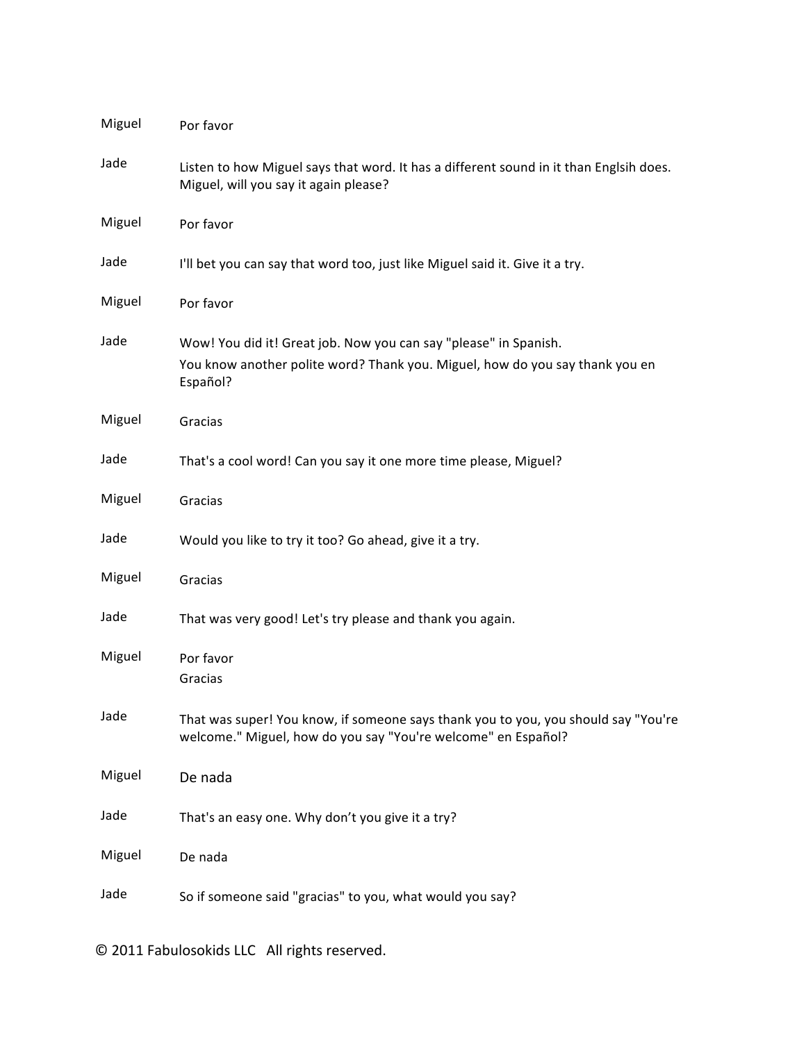| | |
|---|---|
| Miguel | Por favor |
| Jade | Listen to how Miguel says that word. It has a different sound in it than Englsih does. Miguel, will you say it again please? |
| Miguel | Por favor |
| Jade | I'll bet you can say that word too, just like Miguel said it. Give it a try. |
| Miguel | Por favor |
| Jade | Wow! You did it! Great job. Now you can say "please" in Spanish. You know another polite word? Thank you. Miguel, how do you say thank you en Español? |
| Miguel | Gracias |
| Jade | That's a cool word! Can you say it one more time please, Miguel? |
| Miguel | Gracias |
| Jade | Would you like to try it too? Go ahead, give it a try. |
| Miguel | Gracias |
| Jade | That was very good! Let's try please and thank you again. |
| Miguel | Por favor<br>Gracias |
| Jade | That was super! You know, if someone says thank you to you, you should say "You're welcome." Miguel, how do you say "You're welcome" en Español? |
| Miguel | De nada |
| Jade | That's an easy one. Why don't you give it a try? |
| Miguel | De nada |
| Jade | So if someone said "gracias" to you, what would you say? |

© 2011 Fabulosokids LLC All rights reserved.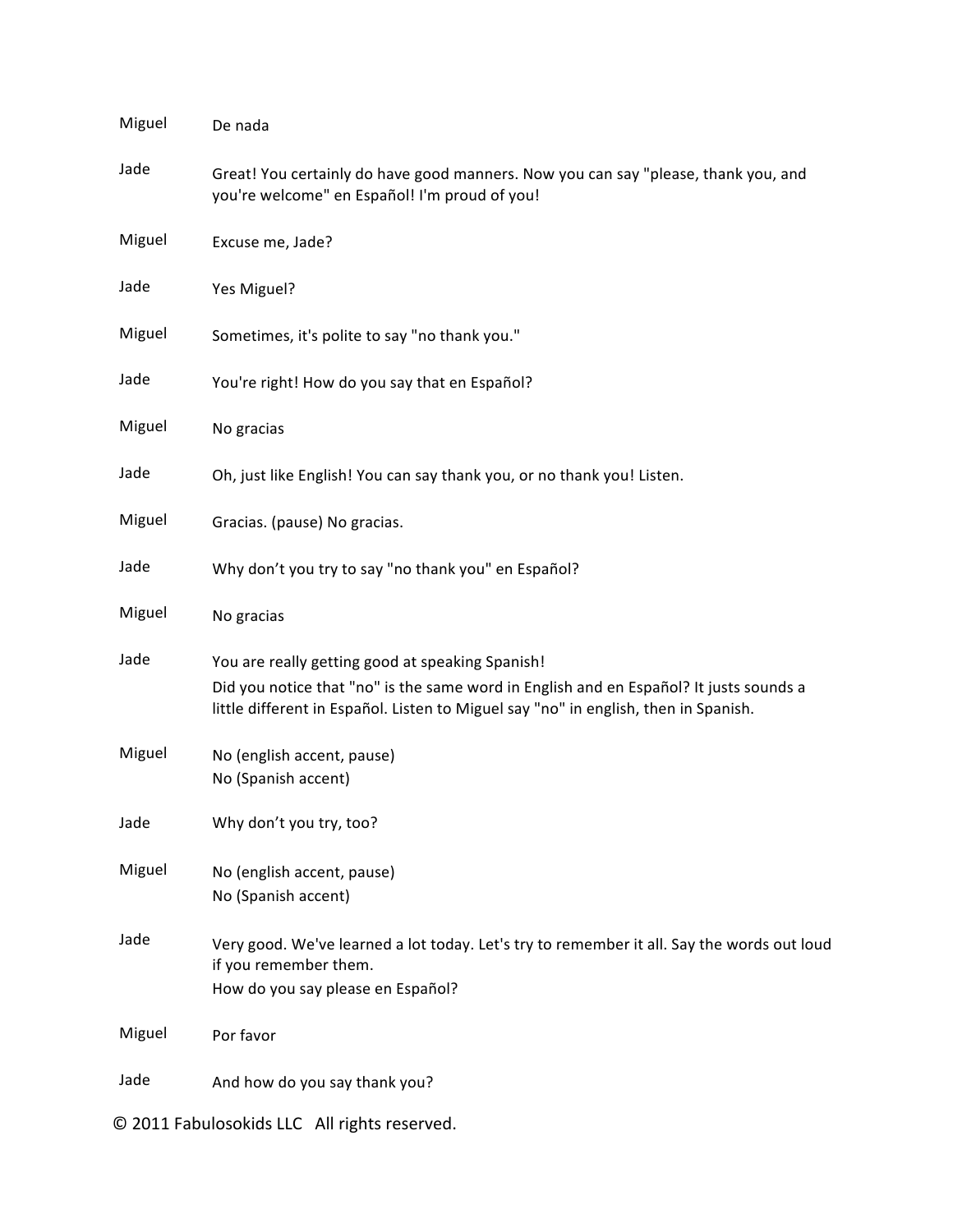| | |
|---|---|
| Miguel | De nada |
| Jade | Great! You certainly do have good manners. Now you can say "please, thank you, and you're welcome" en Español! I'm proud of you! |
| Miguel | Excuse me, Jade? |
| Jade | Yes Miguel? |
| Miguel | Sometimes, it's polite to say "no thank you." |
| Jade | You're right! How do you say that en Español? |
| Miguel | No gracias |
| Jade | Oh, just like English! You can say thank you, or no thank you! Listen. |
| Miguel | Gracias. (pause) No gracias. |
| Jade | Why don't you try to say "no thank you" en Español? |
| Miguel | No gracias |
| Jade | You are really getting good at speaking Spanish!<br>Did you notice that "no" is the same word in English and en Español? It justs sounds a little different in Español. Listen to Miguel say "no" in english, then in Spanish. |
| Miguel | No (english accent, pause)<br>No (Spanish accent) |
| Jade | Why don't you try, too? |
| Miguel | No (english accent, pause)<br>No (Spanish accent) |
| Jade | Very good. We've learned a lot today. Let's try to remember it all. Say the words out loud if you remember them.<br>How do you say please en Español? |
| Miguel | Por favor |
| Jade | And how do you say thank you? |

© 2011 Fabulosokids LLC All rights reserved.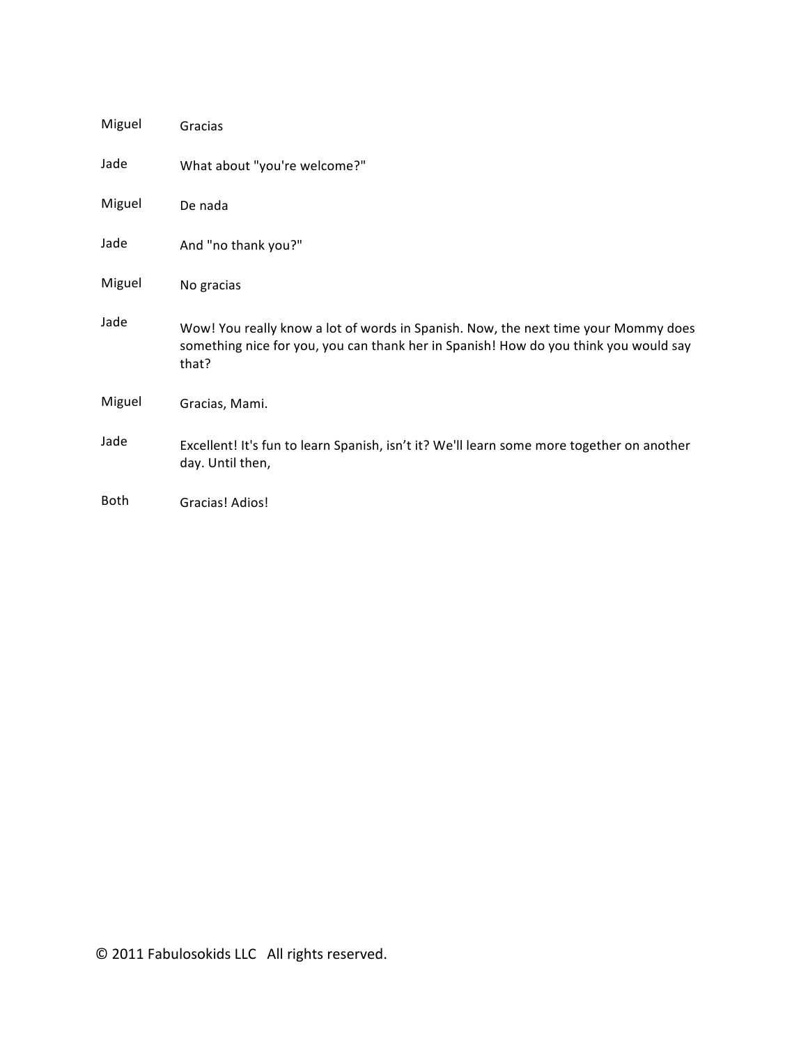| | |
|---|---|
| Miguel | Gracias |
| Jade | What about "you're welcome?" |
| Miguel | De nada |
| Jade | And "no thank you?" |
| Miguel | No gracias |
| Jade | Wow! You really know a lot of words in Spanish. Now, the next time your Mommy does something nice for you, you can thank her in Spanish! How do you think you would say that? |
| Miguel | Gracias, Mami. |
| Jade | Excellent! It's fun to learn Spanish, isn't it? We'll learn some more together on another day. Until then, |
| Both | Gracias! Adios! |

© 2011 Fabulosokids LLC All rights reserved.